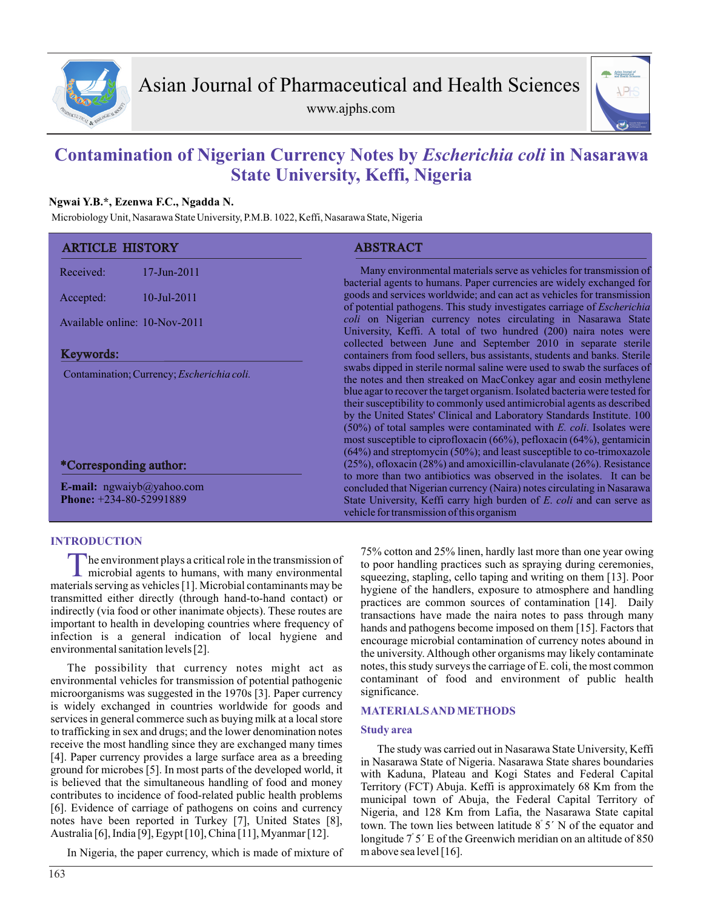# Contamination of Nigerian Currency Notes by *Escherichia coli* in Nasarawa State University, Keffi, Nigeria

**Ngwai Y.B.\*, Ezenwa F.C., Ngadda N.**

Microbiology Unit, Nasarawa State University, P.M.B. 1022, Keffi, Nasarawa State, Nigeria

## ARTICLE HISTORY

Received: 17-Jun-2011

Accepted: 10-Jul-2011

Available online: 10-Nov-2011

## Keywords:

Contamination; Currency; *Escherichia coli.*

## \*Corresponding author:

**E-mail:** ngwaiyb@yahoo.com
**Phone:** +234-80-52991889

## ABSTRACT

Many environmental materials serve as vehicles for transmission of bacterial agents to humans. Paper currencies are widely exchanged for goods and services worldwide; and can act as vehicles for transmission of potential pathogens. This study investigates carriage of *Escherichia coli* on Nigerian currency notes circulating in Nasarawa State University, Keffi. A total of two hundred (200) naira notes were collected between June and September 2010 in separate sterile containers from food sellers, bus assistants, students and banks. Sterile swabs dipped in sterile normal saline were used to swab the surfaces of the notes and then streaked on MacConkey agar and eosin methylene blue agar to recover the target organism. Isolated bacteria were tested for their susceptibility to commonly used antimicrobial agents as described by the United States' Clinical and Laboratory Standards Institute. 100 (50%) of total samples were contaminated with *E. coli*. Isolates were most susceptible to ciprofloxacin (66%), pefloxacin (64%), gentamicin (64%) and streptomycin (50%); and least susceptible to co-trimoxazole (25%), ofloxacin (28%) and amoxicillin-clavulanate (26%). Resistance to more than two antibiotics was observed in the isolates. It can be concluded that Nigerian currency (Naira) notes circulating in Nasarawa State University, Keffi carry high burden of *E. coli* and can serve as vehicle for transmission of this organism

## INTRODUCTION

The environment plays a critical role in the transmission of microbial agents to humans, with many environmental materials serving as vehicles [1]. Microbial contaminants may be transmitted either directly (through hand-to-hand contact) or indirectly (via food or other inanimate objects). These routes are important to health in developing countries where frequency of infection is a general indication of local hygiene and environmental sanitation levels [2].

The possibility that currency notes might act as environmental vehicles for transmission of potential pathogenic microorganisms was suggested in the 1970s [3]. Paper currency is widely exchanged in countries worldwide for goods and services in general commerce such as buying milk at a local store to trafficking in sex and drugs; and the lower denomination notes receive the most handling since they are exchanged many times [4]. Paper currency provides a large surface area as a breeding ground for microbes [5]. In most parts of the developed world, it is believed that the simultaneous handling of food and money contributes to incidence of food-related public health problems [6]. Evidence of carriage of pathogens on coins and currency notes have been reported in Turkey [7], United States [8], Australia [6], India [9], Egypt [10], China [11], Myanmar [12].

In Nigeria, the paper currency, which is made of mixture of 75% cotton and 25% linen, hardly last more than one year owing to poor handling practices such as spraying during ceremonies, squeezing, stapling, cello taping and writing on them [13]. Poor hygiene of the handlers, exposure to atmosphere and handling practices are common sources of contamination [14]. Daily transactions have made the naira notes to pass through many hands and pathogens become imposed on them [15]. Factors that encourage microbial contamination of currency notes abound in the university. Although other organisms may likely contaminate notes, this study surveys the carriage of E. coli, the most common contaminant of food and environment of public health significance.

## MATERIALS AND METHODS

### Study area

The study was carried out in Nasarawa State University, Keffi in Nasarawa State of Nigeria. Nasarawa State shares boundaries with Kaduna, Plateau and Kogi States and Federal Capital Territory (FCT) Abuja. Keffi is approximately 68 Km from the municipal town of Abuja, the Federal Capital Territory of Nigeria, and 128 Km from Lafia, the Nasarawa State capital town. The town lies between latitude 8° 5′ N of the equator and longitude 7° 5′ E of the Greenwich meridian on an altitude of 850 m above sea level [16].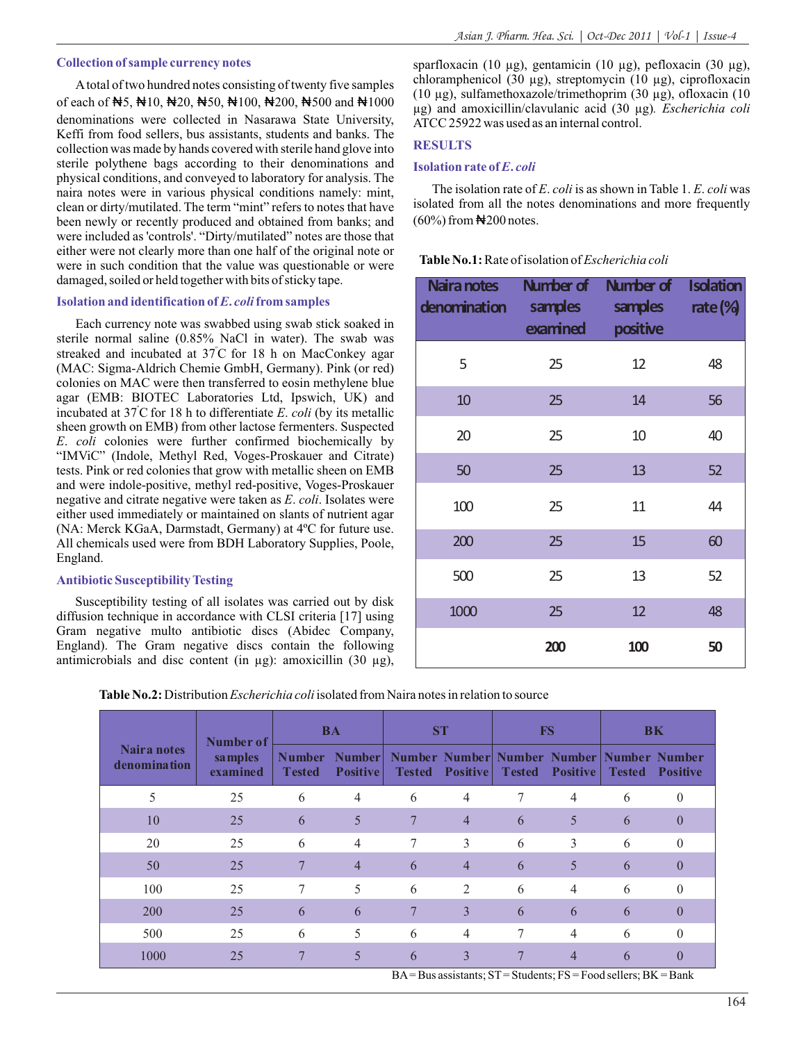### Collection of sample currency notes

A total of two hundred notes consisting of twenty five samples of each of ₦5, ₦10, ₦20, ₦50, ₦100, ₦200, ₦500 and ₦1000 denominations were collected in Nasarawa State University, Keffi from food sellers, bus assistants, students and banks. The collection was made by hands covered with sterile hand glove into sterile polythene bags according to their denominations and physical conditions, and conveyed to laboratory for analysis. The naira notes were in various physical conditions namely: mint, clean or dirty/mutilated. The term "mint" refers to notes that have been newly or recently produced and obtained from banks; and were included as 'controls'. "Dirty/mutilated" notes are those that either were not clearly more than one half of the original note or were in such condition that the value was questionable or were damaged, soiled or held together with bits of sticky tape.

### Isolation and identification of *E. coli* from samples

Each currency note was swabbed using swab stick soaked in sterile normal saline (0.85% NaCl in water). The swab was streaked and incubated at 37°C for 18 h on MacConkey agar (MAC: Sigma-Aldrich Chemie GmbH, Germany). Pink (or red) colonies on MAC were then transferred to eosin methylene blue agar (EMB: BIOTEC Laboratories Ltd, Ipswich, UK) and incubated at 37°C for 18 h to differentiate *E. coli* (by its metallic sheen growth on EMB) from other lactose fermenters. Suspected *E. coli* colonies were further confirmed biochemically by "IMViC" (Indole, Methyl Red, Voges-Proskauer and Citrate) tests. Pink or red colonies that grow with metallic sheen on EMB and were indole-positive, methyl red-positive, Voges-Proskauer negative and citrate negative were taken as *E. coli*. Isolates were either used immediately or maintained on slants of nutrient agar (NA: Merck KGaA, Darmstadt, Germany) at 4ºC for future use. All chemicals used were from BDH Laboratory Supplies, Poole, England.

### Antibiotic Susceptibility Testing

Susceptibility testing of all isolates was carried out by disk diffusion technique in accordance with CLSI criteria [17] using Gram negative multo antibiotic discs (Abidec Company, England). The Gram negative discs contain the following antimicrobials and disc content (in µg): amoxicillin (30 µg), sparfloxacin (10 µg), gentamicin (10 µg), pefloxacin (30 µg), chloramphenicol (30 µg), streptomycin (10 µg), ciprofloxacin (10 µg), sulfamethoxazole/trimethoprim (30 µg), ofloxacin (10 µg) and amoxicillin/clavulanic acid (30 µg). *Escherichia coli* ATCC 25922 was used as an internal control.

## RESULTS

### Isolation rate of *E. coli*

The isolation rate of *E. coli* is as shown in Table 1. *E. coli* was isolated from all the notes denominations and more frequently (60%) from ₦200 notes.

**Table No.1:** Rate of isolation of *Escherichia coli*

| Naira notes denomination | Number of samples examined | Number of samples positive | Isolation rate (%) |
|---|---|---|---|
| 5 | 25 | 12 | 48 |
| 10 | 25 | 14 | 56 |
| 20 | 25 | 10 | 40 |
| 50 | 25 | 13 | 52 |
| 100 | 25 | 11 | 44 |
| 200 | 25 | 15 | 60 |
| 500 | 25 | 13 | 52 |
| 1000 | 25 | 12 | 48 |
| | **200** | **100** | **50** |

**Table No.2:** Distribution *Escherichia coli* isolated from Naira notes in relation to source

| Naira notes denomination | Number of samples examined | BA | | ST | | FS | | BK | |
|---|---|---|---|---|---|---|---|---|---|
| | | Number Tested | Number Positive | Number Tested | Number Positive | Number Tested | Number Positive | Number Tested | Number Positive |
| 5 | 25 | 6 | 4 | 6 | 4 | 7 | 4 | 6 | 0 |
| 10 | 25 | 6 | 5 | 7 | 4 | 6 | 5 | 6 | 0 |
| 20 | 25 | 6 | 4 | 7 | 3 | 6 | 3 | 6 | 0 |
| 50 | 25 | 7 | 4 | 6 | 4 | 6 | 5 | 6 | 0 |
| 100 | 25 | 7 | 5 | 6 | 2 | 6 | 4 | 6 | 0 |
| 200 | 25 | 6 | 6 | 7 | 3 | 6 | 6 | 6 | 0 |
| 500 | 25 | 6 | 5 | 6 | 4 | 7 | 4 | 6 | 0 |
| 1000 | 25 | 7 | 5 | 6 | 3 | 7 | 4 | 6 | 0 |

BA = Bus assistants; ST = Students; FS = Food sellers; BK = Bank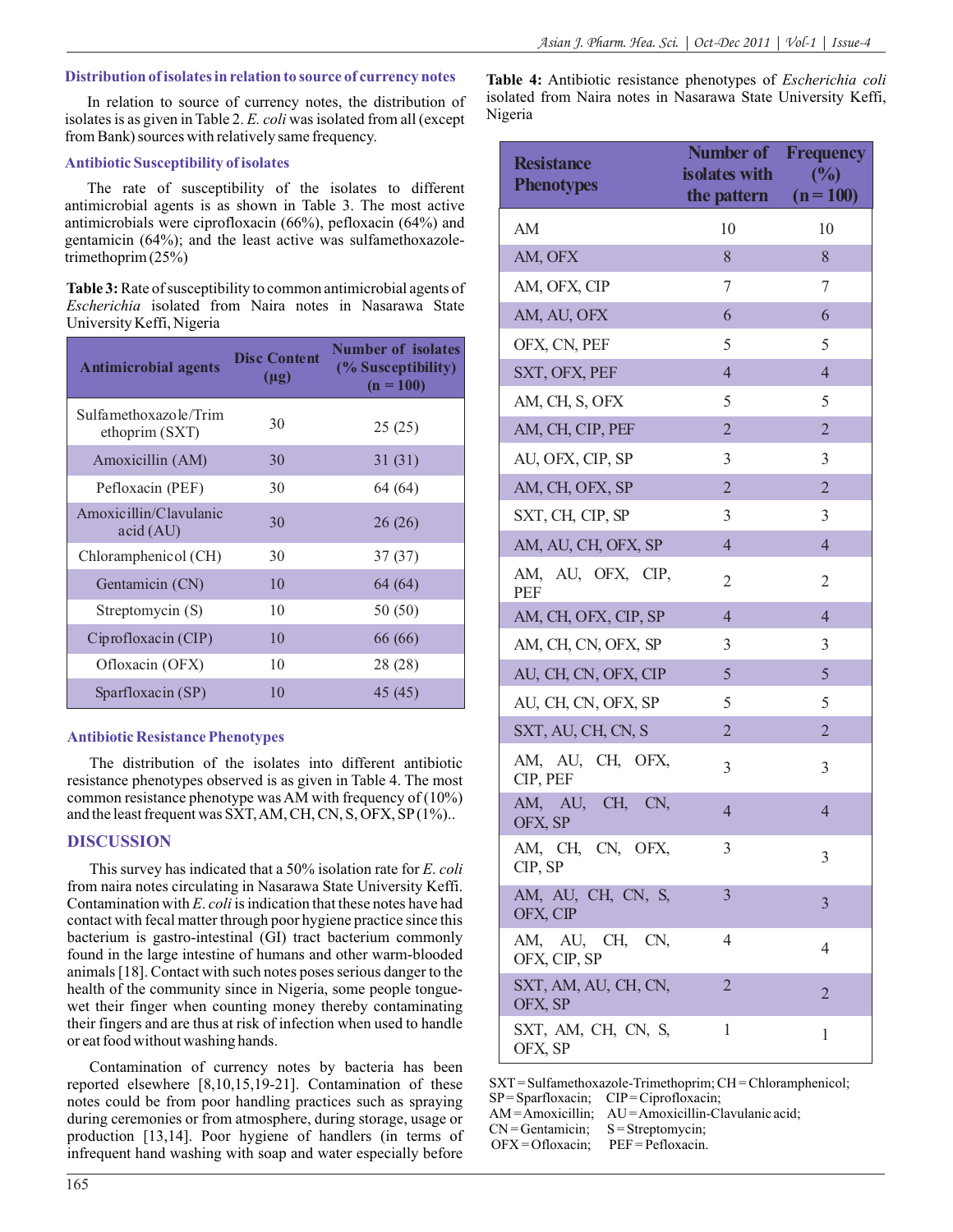### Distribution of isolates in relation to source of currency notes

In relation to source of currency notes, the distribution of isolates is as given in Table 2. *E. coli* was isolated from all (except from Bank) sources with relatively same frequency.

### Antibiotic Susceptibility of isolates

The rate of susceptibility of the isolates to different antimicrobial agents is as shown in Table 3. The most active antimicrobials were ciprofloxacin (66%), pefloxacin (64%) and gentamicin (64%); and the least active was sulfamethoxazole-trimethoprim (25%)

**Table 3:** Rate of susceptibility to common antimicrobial agents of *Escherichia* isolated from Naira notes in Nasarawa State University Keffi, Nigeria

| Antimicrobial agents | Disc Content (µg) | Number of isolates (% Susceptibility) (n = 100) |
|---|---|---|
| Sulfamethoxazole/Trimethoprim (SXT) | 30 | 25 (25) |
| Amoxicillin (AM) | 30 | 31 (31) |
| Pefloxacin (PEF) | 30 | 64 (64) |
| Amoxicillin/Clavulanic acid (AU) | 30 | 26 (26) |
| Chloramphenicol (CH) | 30 | 37 (37) |
| Gentamicin (CN) | 10 | 64 (64) |
| Streptomycin (S) | 10 | 50 (50) |
| Ciprofloxacin (CIP) | 10 | 66 (66) |
| Ofloxacin (OFX) | 10 | 28 (28) |
| Sparfloxacin (SP) | 10 | 45 (45) |

### Antibiotic Resistance Phenotypes

The distribution of the isolates into different antibiotic resistance phenotypes observed is as given in Table 4. The most common resistance phenotype was AM with frequency of (10%) and the least frequent was SXT, AM, CH, CN, S, OFX, SP (1%)..

**Table 4:** Antibiotic resistance phenotypes of *Escherichia coli* isolated from Naira notes in Nasarawa State University Keffi, Nigeria

| Resistance Phenotypes | Number of isolates with the pattern | Frequency (%) (n = 100) |
|---|---|---|
| AM | 10 | 10 |
| AM, OFX | 8 | 8 |
| AM, OFX, CIP | 7 | 7 |
| AM, AU, OFX | 6 | 6 |
| OFX, CN, PEF | 5 | 5 |
| SXT, OFX, PEF | 4 | 4 |
| AM, CH, S, OFX | 5 | 5 |
| AM, CH, CIP, PEF | 2 | 2 |
| AU, OFX, CIP, SP | 3 | 3 |
| AM, CH, OFX, SP | 2 | 2 |
| SXT, CH, CIP, SP | 3 | 3 |
| AM, AU, CH, OFX, SP | 4 | 4 |
| AM, AU, OFX, CIP, PEF | 2 | 2 |
| AM, CH, OFX, CIP, SP | 4 | 4 |
| AM, CH, CN, OFX, SP | 3 | 3 |
| AU, CH, CN, OFX, CIP | 5 | 5 |
| AU, CH, CN, OFX, SP | 5 | 5 |
| SXT, AU, CH, CN, S | 2 | 2 |
| AM, AU, CH, OFX, CIP, PEF | 3 | 3 |
| AM, AU, CH, CN, OFX, SP | 4 | 4 |
| AM, CH, CN, OFX, CIP, SP | 3 | 3 |
| AM, AU, CH, CN, S, OFX, CIP | 3 | 3 |
| AM, AU, CH, CN, OFX, CIP, SP | 4 | 4 |
| SXT, AM, AU, CH, CN, OFX, SP | 2 | 2 |
| SXT, AM, CH, CN, S, OFX, SP | 1 | 1 |

SXT = Sulfamethoxazole-Trimethoprim; CH = Chloramphenicol; SP = Sparfloxacin; CIP = Ciprofloxacin; AM = Amoxicillin; AU = Amoxicillin-Clavulanic acid; CN = Gentamicin; S = Streptomycin; OFX = Ofloxacin; PEF = Pefloxacin.

## DISCUSSION

This survey has indicated that a 50% isolation rate for *E. coli* from naira notes circulating in Nasarawa State University Keffi. Contamination with *E. coli* is indication that these notes have had contact with fecal matter through poor hygiene practice since this bacterium is gastro-intestinal (GI) tract bacterium commonly found in the large intestine of humans and other warm-blooded animals [18]. Contact with such notes poses serious danger to the health of the community since in Nigeria, some people tongue-wet their finger when counting money thereby contaminating their fingers and are thus at risk of infection when used to handle or eat food without washing hands.

Contamination of currency notes by bacteria has been reported elsewhere [8,10,15,19-21]. Contamination of these notes could be from poor handling practices such as spraying during ceremonies or from atmosphere, during storage, usage or production [13,14]. Poor hygiene of handlers (in terms of infrequent hand washing with soap and water especially before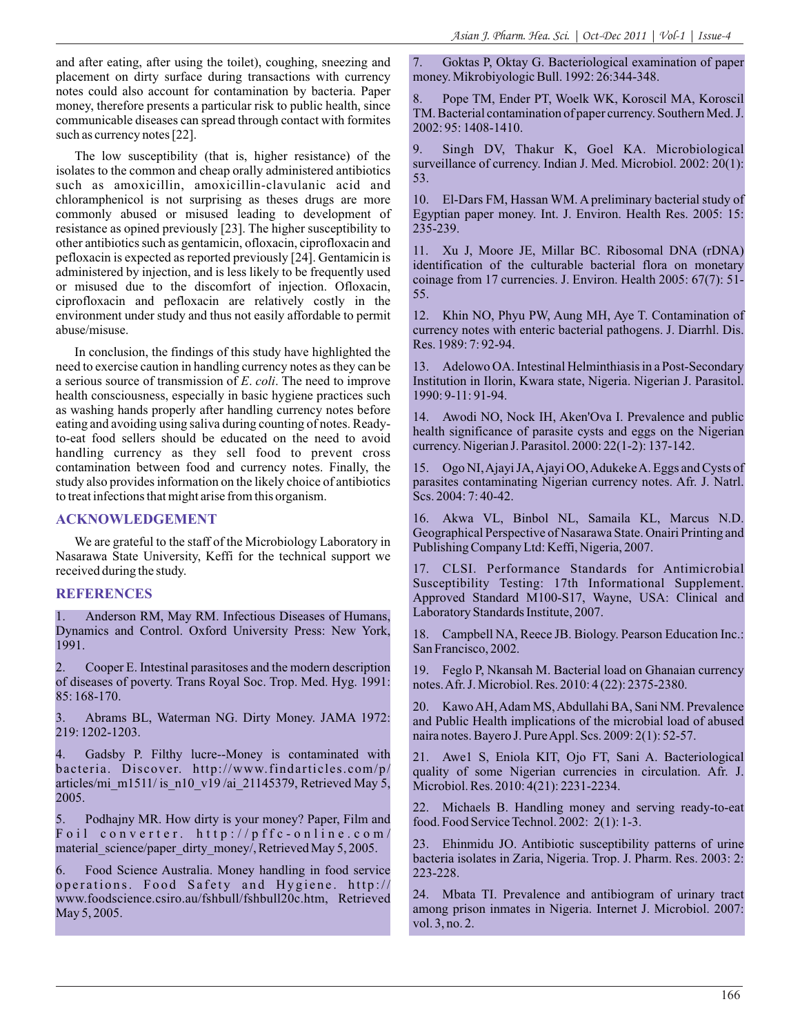and after eating, after using the toilet), coughing, sneezing and placement on dirty surface during transactions with currency notes could also account for contamination by bacteria. Paper money, therefore presents a particular risk to public health, since communicable diseases can spread through contact with fomites such as currency notes [22].

The low susceptibility (that is, higher resistance) of the isolates to the common and cheap orally administered antibiotics such as amoxicillin, amoxicillin-clavulanic acid and chloramphenicol is not surprising as theses drugs are more commonly abused or misused leading to development of resistance as opined previously [23]. The higher susceptibility to other antibiotics such as gentamicin, ofloxacin, ciprofloxacin and pefloxacin is expected as reported previously [24]. Gentamicin is administered by injection, and is less likely to be frequently used or misused due to the discomfort of injection. Ofloxacin, ciprofloxacin and pefloxacin are relatively costly in the environment under study and thus not easily affordable to permit abuse/misuse.

In conclusion, the findings of this study have highlighted the need to exercise caution in handling currency notes as they can be a serious source of transmission of *E. coli*. The need to improve health consciousness, especially in basic hygiene practices such as washing hands properly after handling currency notes before eating and avoiding using saliva during counting of notes. Ready-to-eat food sellers should be educated on the need to avoid handling currency as they sell food to prevent cross contamination between food and currency notes. Finally, the study also provides information on the likely choice of antibiotics to treat infections that might arise from this organism.

## ACKNOWLEDGEMENT

We are grateful to the staff of the Microbiology Laboratory in Nasarawa State University, Keffi for the technical support we received during the study.

## REFERENCES

1. Anderson RM, May RM. Infectious Diseases of Humans, Dynamics and Control. Oxford University Press: New York, 1991.

2. Cooper E. Intestinal parasitoses and the modern description of diseases of poverty. Trans Royal Soc. Trop. Med. Hyg. 1991: 85: 168-170.

3. Abrams BL, Waterman NG. Dirty Money. JAMA 1972: 219: 1202-1203.

4. Gadsby P. Filthy lucre--Money is contaminated with bacteria. Discover. http://www.findarticles.com/p/articles/mi_m1511/ is_n10_v19 /ai_21145379, Retrieved May 5, 2005.

5. Podhajny MR. How dirty is your money? Paper, Film and Foil converter. http://pffc-online.com/material_science/paper_dirty_money/, Retrieved May 5, 2005.

6. Food Science Australia. Money handling in food service operations. Food Safety and Hygiene. http://www.foodscience.csiro.au/fshbull/fshbull20c.htm, Retrieved May 5, 2005.

7. Goktas P, Oktay G. Bacteriological examination of paper money. Mikrobiyologic Bull. 1992: 26:344-348.

8. Pope TM, Ender PT, Woelk WK, Koroscil MA, Koroscil TM. Bacterial contamination of paper currency. Southern Med. J. 2002: 95: 1408-1410.

9. Singh DV, Thakur K, Goel KA. Microbiological surveillance of currency. Indian J. Med. Microbiol. 2002: 20(1): 53.

10. El-Dars FM, Hassan WM. A preliminary bacterial study of Egyptian paper money. Int. J. Environ. Health Res. 2005: 15: 235-239.

11. Xu J, Moore JE, Millar BC. Ribosomal DNA (rDNA) identification of the culturable bacterial flora on monetary coinage from 17 currencies. J. Environ. Health 2005: 67(7): 51-55.

12. Khin NO, Phyu PW, Aung MH, Aye T. Contamination of currency notes with enteric bacterial pathogens. J. Diarrhl. Dis. Res. 1989: 7: 92-94.

13. Adelowo OA. Intestinal Helminthiasis in a Post-Secondary Institution in Ilorin, Kwara state, Nigeria. Nigerian J. Parasitol. 1990: 9-11: 91-94.

14. Awodi NO, Nock IH, Aken'Ova I. Prevalence and public health significance of parasite cysts and eggs on the Nigerian currency. Nigerian J. Parasitol. 2000: 22(1-2): 137-142.

15. Ogo NI, Ajayi JA, Ajayi OO, Adukeke A. Eggs and Cysts of parasites contaminating Nigerian currency notes. Afr. J. Natrl. Scs. 2004: 7: 40-42.

16. Akwa VL, Binbol NL, Samaila KL, Marcus N.D. Geographical Perspective of Nasarawa State. Onairi Printing and Publishing Company Ltd: Keffi, Nigeria, 2007.

17. CLSI. Performance Standards for Antimicrobial Susceptibility Testing: 17th Informational Supplement. Approved Standard M100-S17, Wayne, USA: Clinical and Laboratory Standards Institute, 2007.

18. Campbell NA, Reece JB. Biology. Pearson Education Inc.: San Francisco, 2002.

19. Feglo P, Nkansah M. Bacterial load on Ghanaian currency notes. Afr. J. Microbiol. Res. 2010: 4 (22): 2375-2380.

20. Kawo AH, Adam MS, Abdullahi BA, Sani NM. Prevalence and Public Health implications of the microbial load of abused naira notes. Bayero J. Pure Appl. Scs. 2009: 2(1): 52-57.

21. Awe1 S, Eniola KIT, Ojo FT, Sani A. Bacteriological quality of some Nigerian currencies in circulation. Afr. J. Microbiol. Res. 2010: 4(21): 2231-2234.

22. Michaels B. Handling money and serving ready-to-eat food. Food Service Technol. 2002: 2(1): 1-3.

23. Ehinmidu JO. Antibiotic susceptibility patterns of urine bacteria isolates in Zaria, Nigeria. Trop. J. Pharm. Res. 2003: 2: 223-228.

24. Mbata TI. Prevalence and antibiogram of urinary tract among prison inmates in Nigeria. Internet J. Microbiol. 2007: vol. 3, no. 2.